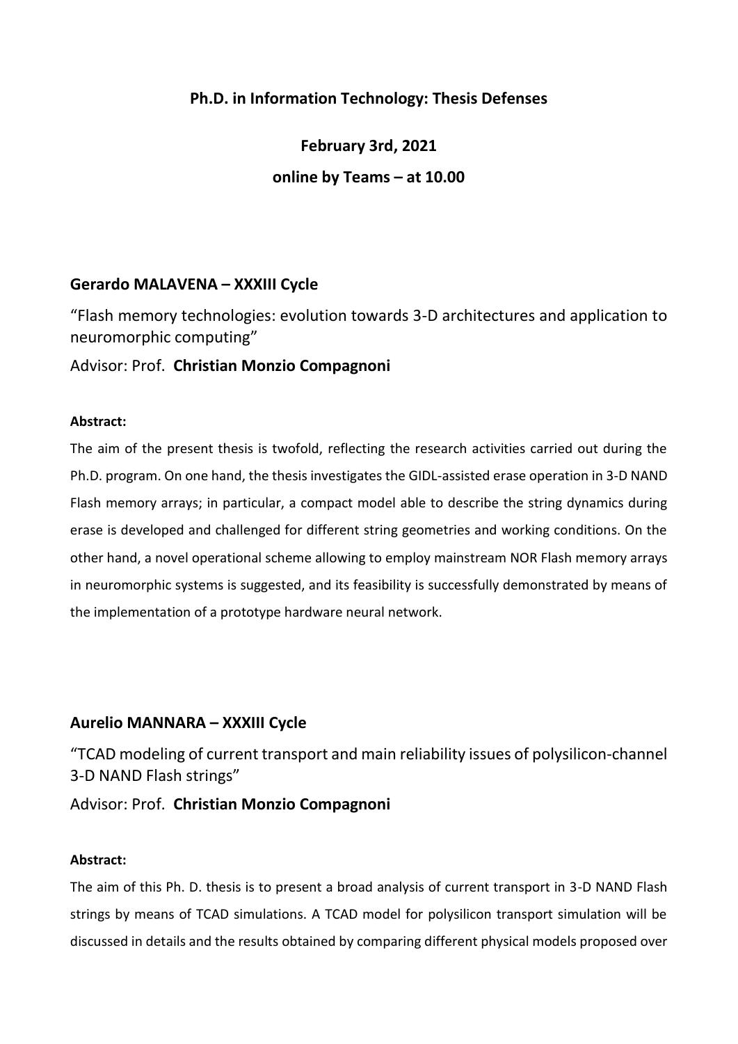# Ph.D. in Information Technology: Thesis Defenses

**February 3rd, 2021**

**online by Teams – at 10.00**

## Gerardo MALAVENA – XXXIII Cycle

"Flash memory technologies: evolution towards 3-D architectures and application to neuromorphic computing"

Advisor: Prof. **Christian Monzio Compagnoni**

**Abstract:**

The aim of the present thesis is twofold, reflecting the research activities carried out during the Ph.D. program. On one hand, the thesis investigates the GIDL-assisted erase operation in 3-D NAND Flash memory arrays; in particular, a compact model able to describe the string dynamics during erase is developed and challenged for different string geometries and working conditions. On the other hand, a novel operational scheme allowing to employ mainstream NOR Flash memory arrays in neuromorphic systems is suggested, and its feasibility is successfully demonstrated by means of the implementation of a prototype hardware neural network.

## Aurelio MANNARA – XXXIII Cycle

"TCAD modeling of current transport and main reliability issues of polysilicon-channel 3-D NAND Flash strings"

Advisor: Prof. **Christian Monzio Compagnoni**

**Abstract:**

The aim of this Ph. D. thesis is to present a broad analysis of current transport in 3-D NAND Flash strings by means of TCAD simulations. A TCAD model for polysilicon transport simulation will be discussed in details and the results obtained by comparing different physical models proposed over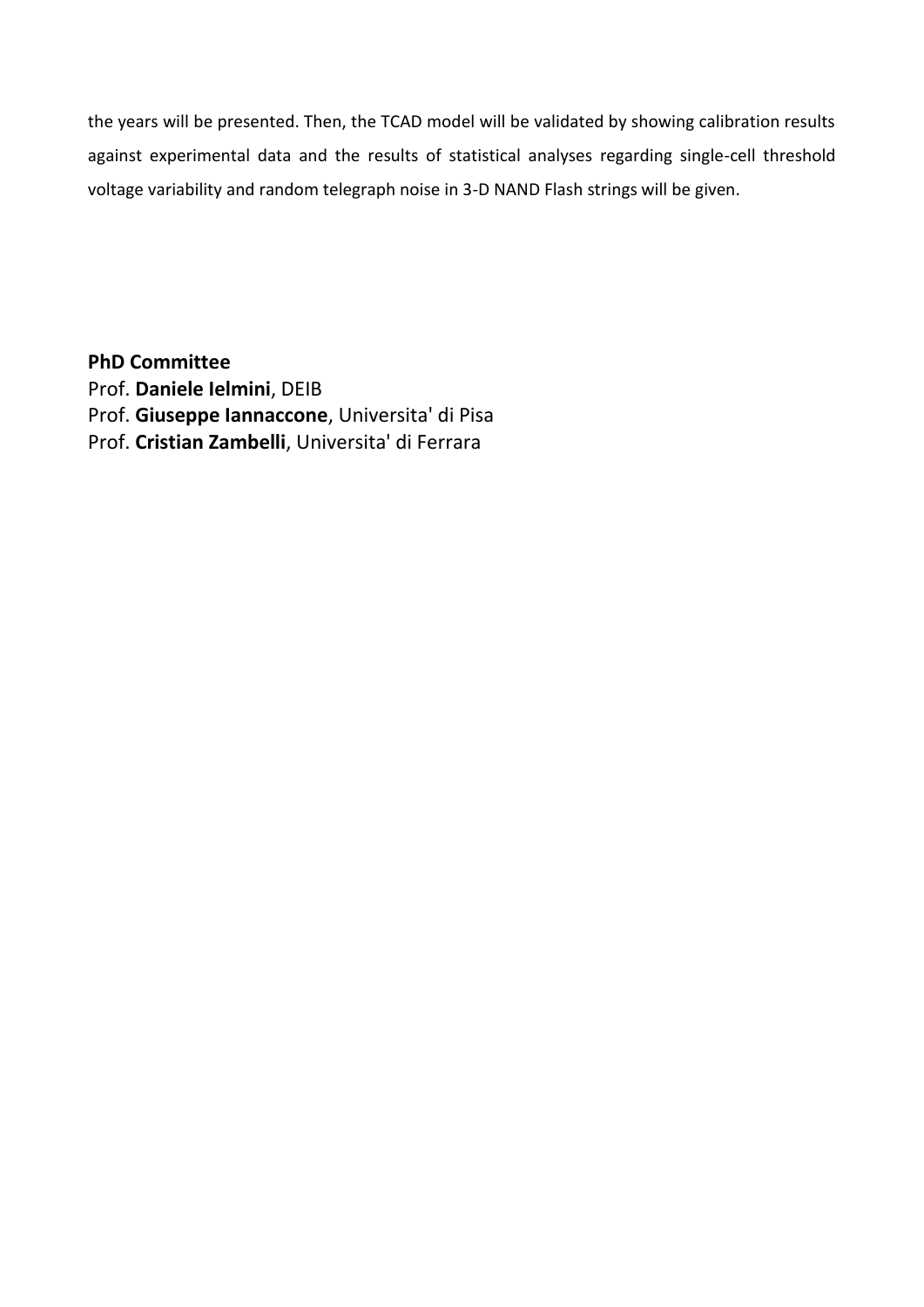the years will be presented. Then, the TCAD model will be validated by showing calibration results against experimental data and the results of statistical analyses regarding single-cell threshold voltage variability and random telegraph noise in 3-D NAND Flash strings will be given.

**PhD Committee**

Prof. **Daniele Ielmini**, DEIB  
Prof. **Giuseppe Iannaccone**, Universita' di Pisa  
Prof. **Cristian Zambelli**, Universita' di Ferrara